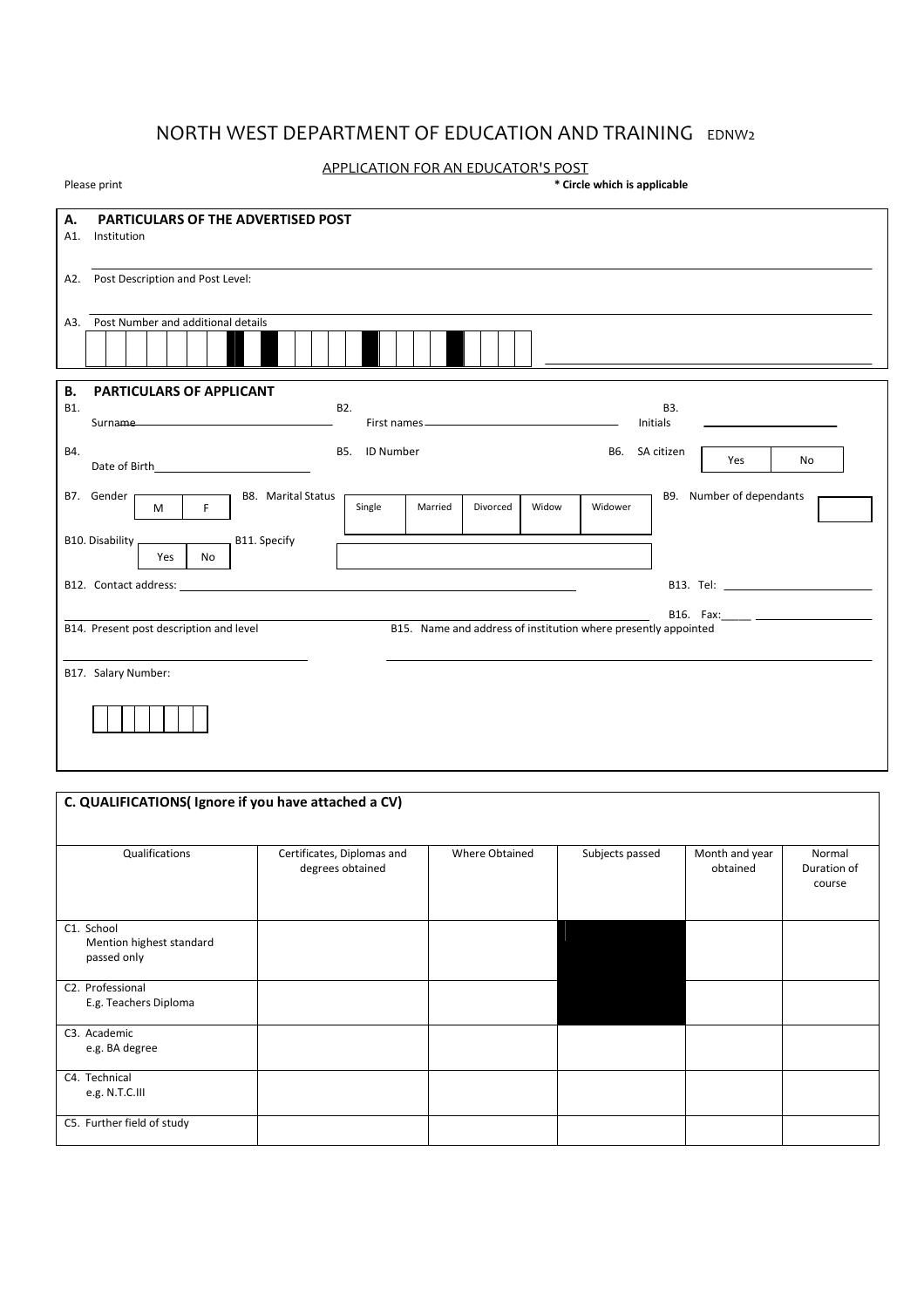# NORTH WEST DEPARTMENT OF EDUCATION AND TRAINING EDNW2

## APPLICATION FOR AN EDUCATOR'S POST

Please print **\* Circle which is applicable**

### A. PARTICULARS OF THE ADVERTISED POST

A1. Institution

A2. Post Description and Post Level:

A3. Post Number and additional details

### B. PARTICULARS OF APPLICANT

B1. Surname

B2. First names

B3. Initials

B4. Date of Birth

B5. ID Number

B6. SA citizen | Yes | No |

B7. Gender | M | F |

B8. Marital Status | Single | Married | Divorced | Widow | Widower |

B9. Number of dependants

B10. Disability | Yes | No |

B11. Specify

B12. Contact address:

B13. Tel:

B16. Fax:

B14. Present post description and level

B15. Name and address of institution where presently appointed

B17. Salary Number:

### C. QUALIFICATIONS( Ignore if you have attached a CV)

| Qualifications | Certificates, Diplomas and degrees obtained | Where Obtained | Subjects passed | Month and year obtained | Normal Duration of course |
|---|---|---|---|---|---|
| C1. School<br>Mention highest standard passed only | | | | | |
| C2. Professional<br>E.g. Teachers Diploma | | | | | |
| C3. Academic<br>e.g. BA degree | | | | | |
| C4. Technical<br>e.g. N.T.C.III | | | | | |
| C5. Further field of study | | | | | |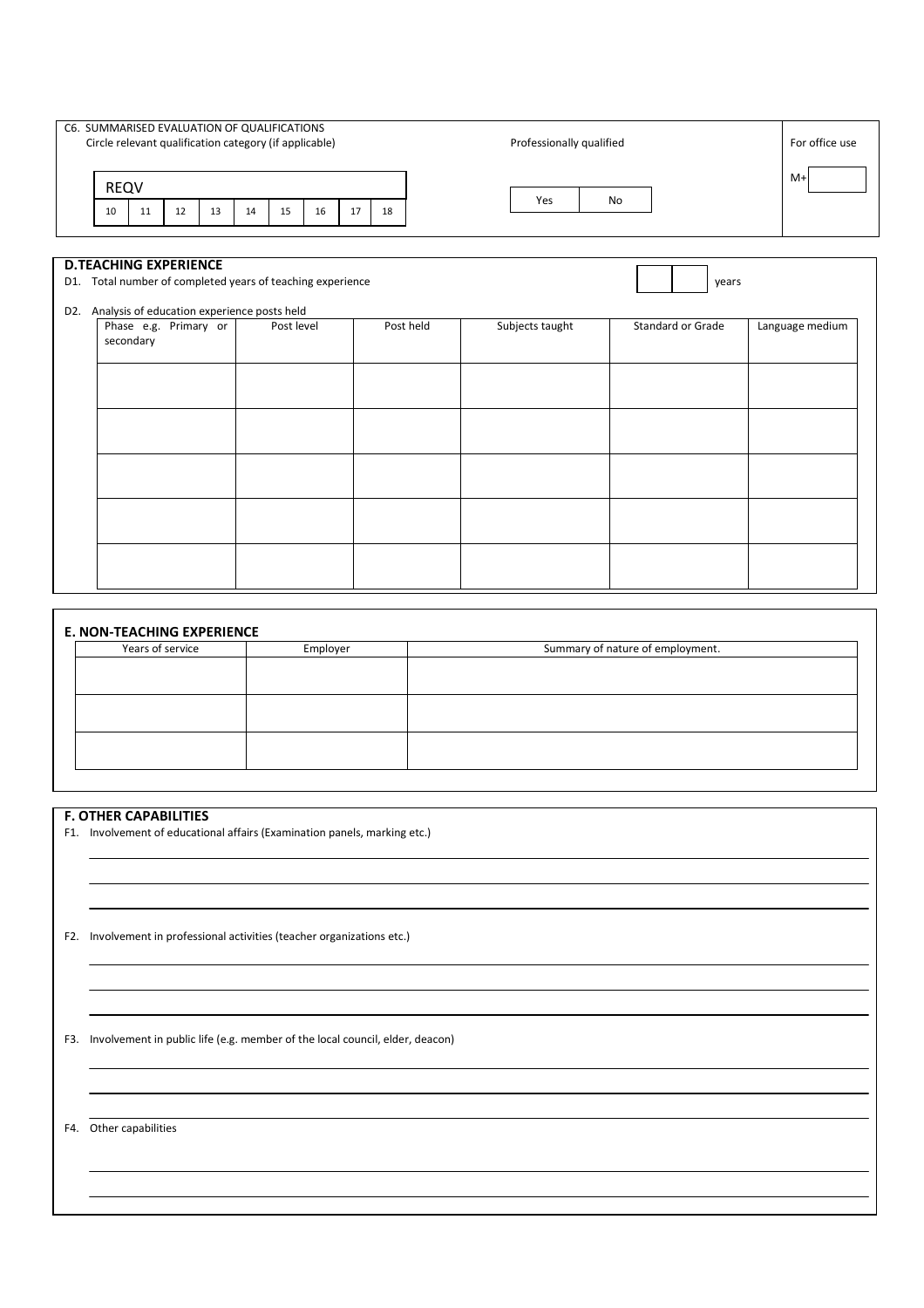C6. SUMMARISED EVALUATION OF QUALIFICATIONS
Circle relevant qualification category (if applicable)

| REQV | | | | | | | | |
|---|---|---|---|---|---|---|---|---|
| 10 | 11 | 12 | 13 | 14 | 15 | 16 | 17 | 18 |

Professionally qualified

| Yes | No |
|---|---|

For office use

M+

## D. TEACHING EXPERIENCE

D1. Total number of completed years of teaching experience years

D2. Analysis of education experience posts held

| Phase e.g. Primary or secondary | Post level | Post held | Subjects taught | Standard or Grade | Language medium |
|---|---|---|---|---|---|
| | | | | | |
| | | | | | |
| | | | | | |
| | | | | | |
| | | | | | |

## E. NON-TEACHING EXPERIENCE

| Years of service | Employer | Summary of nature of employment. |
|---|---|---|
| | | |
| | | |
| | | |

## F. OTHER CAPABILITIES

F1. Involvement of educational affairs (Examination panels, marking etc.)

F2. Involvement in professional activities (teacher organizations etc.)

F3. Involvement in public life (e.g. member of the local council, elder, deacon)

F4. Other capabilities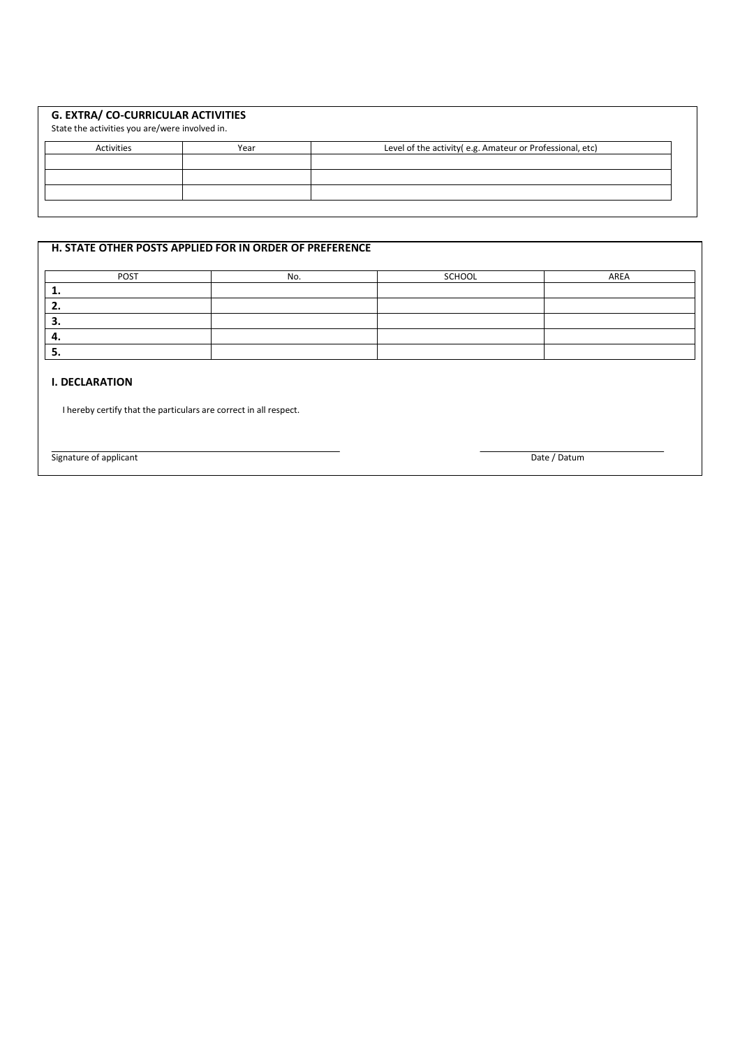## G. EXTRA/ CO-CURRICULAR ACTIVITIES

State the activities you are/were involved in.

| Activities | Year | Level of the activity( e.g. Amateur or Professional, etc) |
|---|---|---|
| | | |
| | | |
| | | |

## H. STATE OTHER POSTS APPLIED FOR IN ORDER OF PREFERENCE

| POST | No. | SCHOOL | AREA |
|---|---|---|---|
| **1.** | | | |
| **2.** | | | |
| **3.** | | | |
| **4.** | | | |
| **5.** | | | |

## I. DECLARATION

I hereby certify that the particulars are correct in all respect.

Signature of applicant

Date / Datum